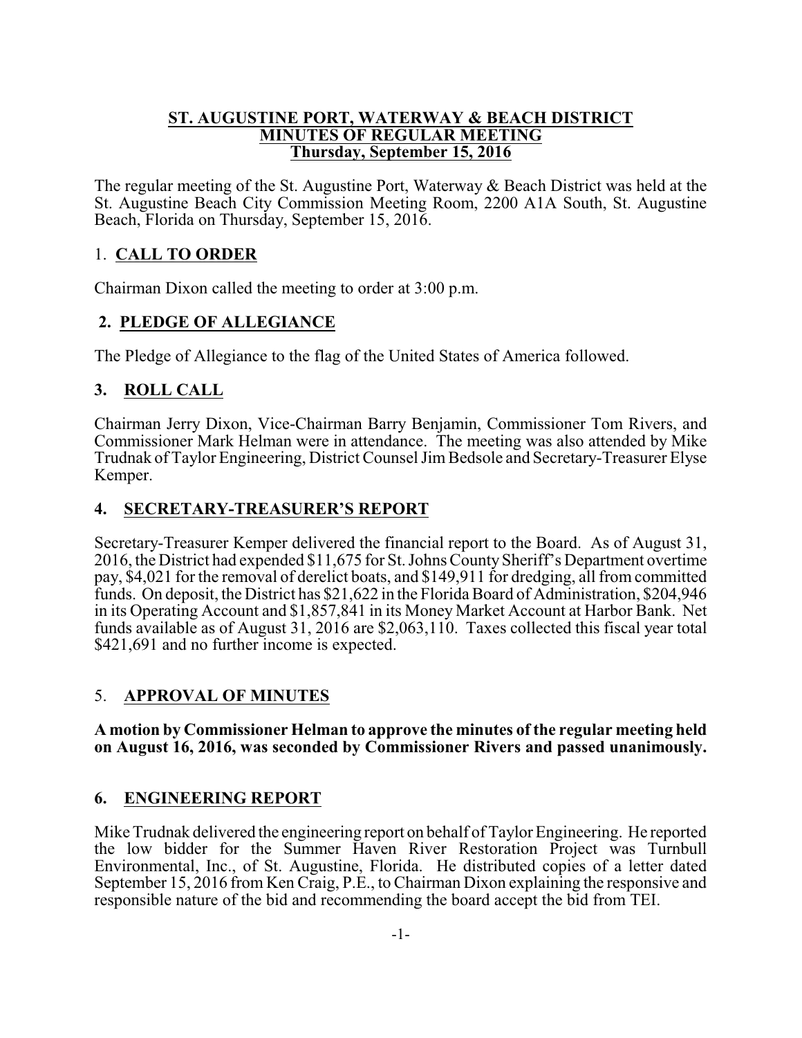# ST. AUGUSTINE PORT, WATERWAY & BEACH DISTRICT
## MINUTES OF REGULAR MEETING
## Thursday, September 15, 2016

The regular meeting of the St. Augustine Port, Waterway & Beach District was held at the St. Augustine Beach City Commission Meeting Room, 2200 A1A South, St. Augustine Beach, Florida on Thursday, September 15, 2016.

## 1. CALL TO ORDER

Chairman Dixon called the meeting to order at 3:00 p.m.

## 2. PLEDGE OF ALLEGIANCE

The Pledge of Allegiance to the flag of the United States of America followed.

## 3. ROLL CALL

Chairman Jerry Dixon, Vice-Chairman Barry Benjamin, Commissioner Tom Rivers, and Commissioner Mark Helman were in attendance. The meeting was also attended by Mike Trudnak of Taylor Engineering, District Counsel Jim Bedsole and Secretary-Treasurer Elyse Kemper.

## 4. SECRETARY-TREASURER'S REPORT

Secretary-Treasurer Kemper delivered the financial report to the Board. As of August 31, 2016, the District had expended $11,675 for St. Johns County Sheriff's Department overtime pay, $4,021 for the removal of derelict boats, and $149,911 for dredging, all from committed funds. On deposit, the District has $21,622 in the Florida Board of Administration, $204,946 in its Operating Account and $1,857,841 in its Money Market Account at Harbor Bank. Net funds available as of August 31, 2016 are $2,063,110. Taxes collected this fiscal year total $421,691 and no further income is expected.

## 5. APPROVAL OF MINUTES

**A motion by Commissioner Helman to approve the minutes of the regular meeting held on August 16, 2016, was seconded by Commissioner Rivers and passed unanimously.**

## 6. ENGINEERING REPORT

Mike Trudnak delivered the engineering report on behalf of Taylor Engineering. He reported the low bidder for the Summer Haven River Restoration Project was Turnbull Environmental, Inc., of St. Augustine, Florida. He distributed copies of a letter dated September 15, 2016 from Ken Craig, P.E., to Chairman Dixon explaining the responsive and responsible nature of the bid and recommending the board accept the bid from TEI.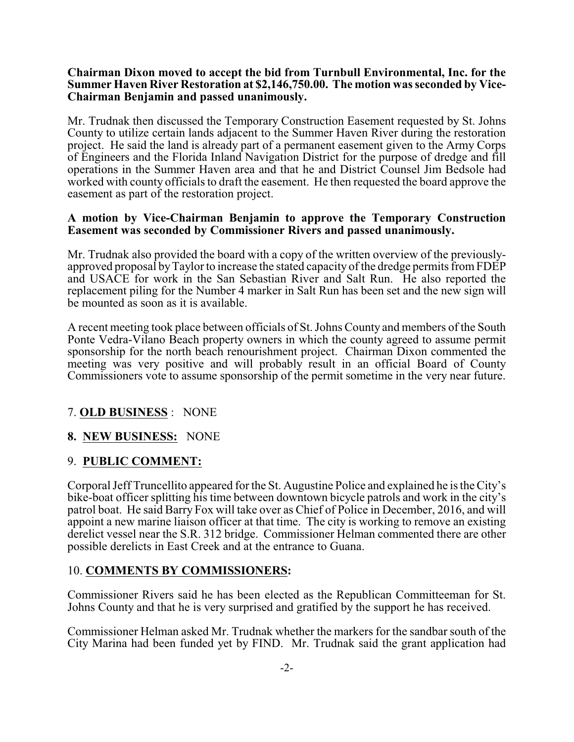**Chairman Dixon moved to accept the bid from Turnbull Environmental, Inc. for the Summer Haven River Restoration at $2,146,750.00. The motion was seconded by Vice-Chairman Benjamin and passed unanimously.**

Mr. Trudnak then discussed the Temporary Construction Easement requested by St. Johns County to utilize certain lands adjacent to the Summer Haven River during the restoration project. He said the land is already part of a permanent easement given to the Army Corps of Engineers and the Florida Inland Navigation District for the purpose of dredge and fill operations in the Summer Haven area and that he and District Counsel Jim Bedsole had worked with county officials to draft the easement. He then requested the board approve the easement as part of the restoration project.

**A motion by Vice-Chairman Benjamin to approve the Temporary Construction Easement was seconded by Commissioner Rivers and passed unanimously.**

Mr. Trudnak also provided the board with a copy of the written overview of the previously-approved proposal by Taylor to increase the stated capacity of the dredge permits from FDEP and USACE for work in the San Sebastian River and Salt Run. He also reported the replacement piling for the Number 4 marker in Salt Run has been set and the new sign will be mounted as soon as it is available.

A recent meeting took place between officials of St. Johns County and members of the South Ponte Vedra-Vilano Beach property owners in which the county agreed to assume permit sponsorship for the north beach renourishment project. Chairman Dixon commented the meeting was very positive and will probably result in an official Board of County Commissioners vote to assume sponsorship of the permit sometime in the very near future.

7. **OLD BUSINESS** : NONE

**8. NEW BUSINESS:** NONE

9. **PUBLIC COMMENT:**

Corporal Jeff Truncellito appeared for the St. Augustine Police and explained he is the City's bike-boat officer splitting his time between downtown bicycle patrols and work in the city's patrol boat. He said Barry Fox will take over as Chief of Police in December, 2016, and will appoint a new marine liaison officer at that time. The city is working to remove an existing derelict vessel near the S.R. 312 bridge. Commissioner Helman commented there are other possible derelicts in East Creek and at the entrance to Guana.

10. **COMMENTS BY COMMISSIONERS:**

Commissioner Rivers said he has been elected as the Republican Committeeman for St. Johns County and that he is very surprised and gratified by the support he has received.

Commissioner Helman asked Mr. Trudnak whether the markers for the sandbar south of the City Marina had been funded yet by FIND. Mr. Trudnak said the grant application had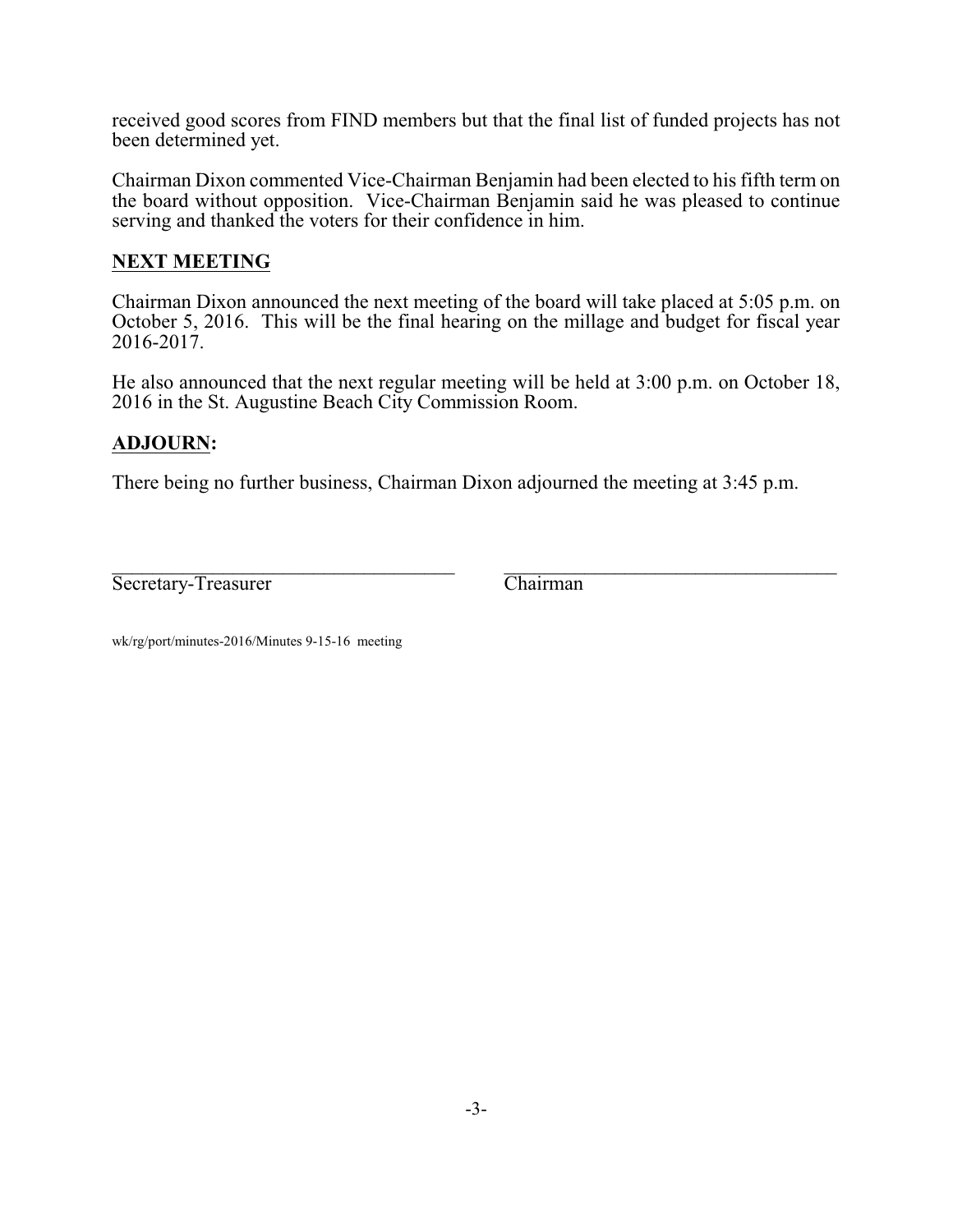received good scores from FIND members but that the final list of funded projects has not been determined yet.

Chairman Dixon commented Vice-Chairman Benjamin had been elected to his fifth term on the board without opposition. Vice-Chairman Benjamin said he was pleased to continue serving and thanked the voters for their confidence in him.

## NEXT MEETING

Chairman Dixon announced the next meeting of the board will take placed at 5:05 p.m. on October 5, 2016. This will be the final hearing on the millage and budget for fiscal year 2016-2017.

He also announced that the next regular meeting will be held at 3:00 p.m. on October 18, 2016 in the St. Augustine Beach City Commission Room.

## ADJOURN:

There being no further business, Chairman Dixon adjourned the meeting at 3:45 p.m.

\_\_\_\_\_\_\_\_\_\_\_\_\_\_\_\_\_\_\_\_\_\_\_\_\_\_\_\_\_\_\_\_\_\_\_\_
Secretary-Treasurer

\_\_\_\_\_\_\_\_\_\_\_\_\_\_\_\_\_\_\_\_\_\_\_\_\_\_\_\_\_\_\_\_\_\_\_\_
Chairman

wk/rg/port/minutes-2016/Minutes 9-15-16 meeting